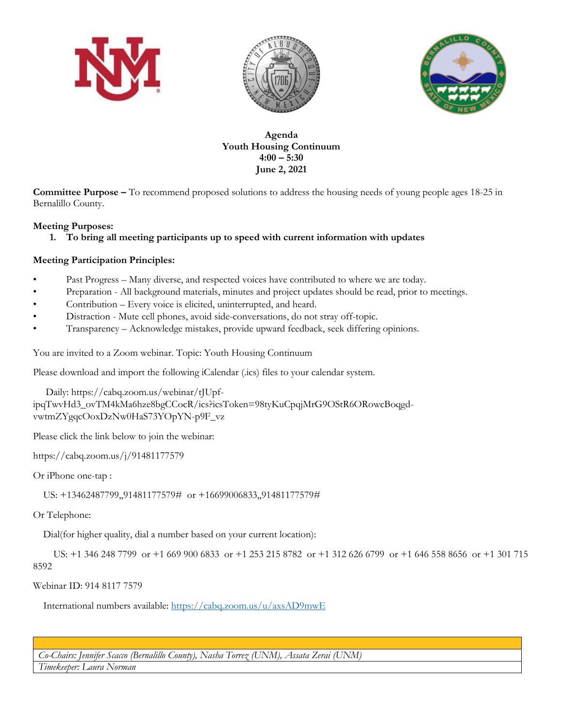**Agenda**
**Youth Housing Continuum**
**4:00 – 5:30**
**June 2, 2021**

**Committee Purpose –** To recommend proposed solutions to address the housing needs of young people ages 18-25 in Bernalillo County.

**Meeting Purposes:**

1. **To bring all meeting participants up to speed with current information with updates**

**Meeting Participation Principles:**

- Past Progress – Many diverse, and respected voices have contributed to where we are today.
- Preparation - All background materials, minutes and project updates should be read, prior to meetings.
- Contribution – Every voice is elicited, uninterrupted, and heard.
- Distraction - Mute cell phones, avoid side-conversations, do not stray off-topic.
- Transparency – Acknowledge mistakes, provide upward feedback, seek differing opinions.

You are invited to a Zoom webinar. Topic: Youth Housing Continuum

Please download and import the following iCalendar (.ics) files to your calendar system.

Daily: https://cabq.zoom.us/webinar/tJUpf-ipqTwvHd3_ovTM4kMa6hze8bgCCocR/ics?icsToken=98tyKuCpqjMrG9OStR6ORowcBoqgd-vwtmZYgqcOoxDzNw0HaS73YOpYN-p9F_vz

Please click the link below to join the webinar:

https://cabq.zoom.us/j/91481177579

Or iPhone one-tap :

US: +13462487799,,91481177579# or +16699006833,,91481177579#

Or Telephone:

Dial(for higher quality, dial a number based on your current location):

US: +1 346 248 7799 or +1 669 900 6833 or +1 253 215 8782 or +1 312 626 6799 or +1 646 558 8656 or +1 301 715 8592

Webinar ID: 914 8117 7579

International numbers available: https://cabq.zoom.us/u/axsAD9mwE

*Co-Chairs: Jennifer Scacco (Bernalillo County), Nasha Torrez (UNM), Assata Zerai (UNM)*

*Timekeeper: Laura Norman*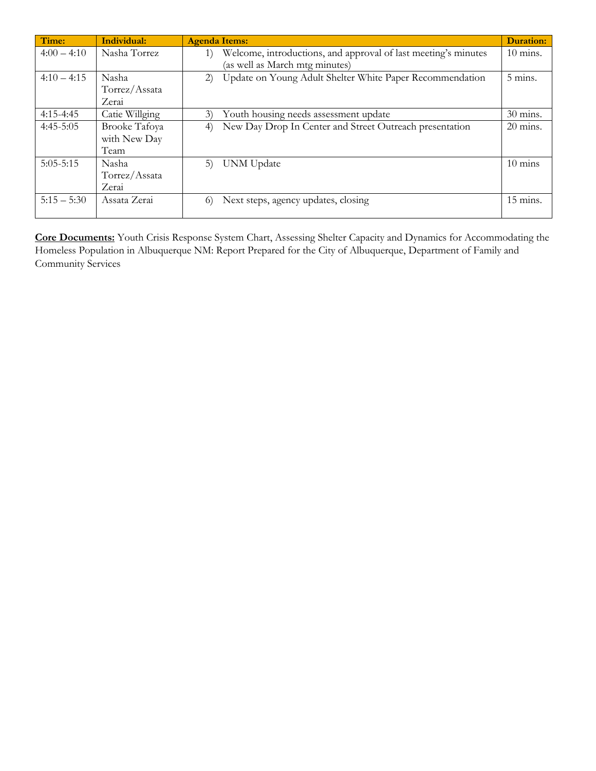| Time: | Individual: | Agenda Items: | Duration: |
|---|---|---|---|
| 4:00 – 4:10 | Nasha Torrez | 1) Welcome, introductions, and approval of last meeting's minutes (as well as March mtg minutes) | 10 mins. |
| 4:10 – 4:15 | Nasha Torrez/Assata Zerai | 2) Update on Young Adult Shelter White Paper Recommendation | 5 mins. |
| 4:15-4:45 | Catie Willging | 3) Youth housing needs assessment update | 30 mins. |
| 4:45-5:05 | Brooke Tafoya with New Day Team | 4) New Day Drop In Center and Street Outreach presentation | 20 mins. |
| 5:05-5:15 | Nasha Torrez/Assata Zerai | 5) UNM Update | 10 mins |
| 5:15 – 5:30 | Assata Zerai | 6) Next steps, agency updates, closing | 15 mins. |

**<u>Core Documents:</u>** Youth Crisis Response System Chart, Assessing Shelter Capacity and Dynamics for Accommodating the Homeless Population in Albuquerque NM: Report Prepared for the City of Albuquerque, Department of Family and Community Services